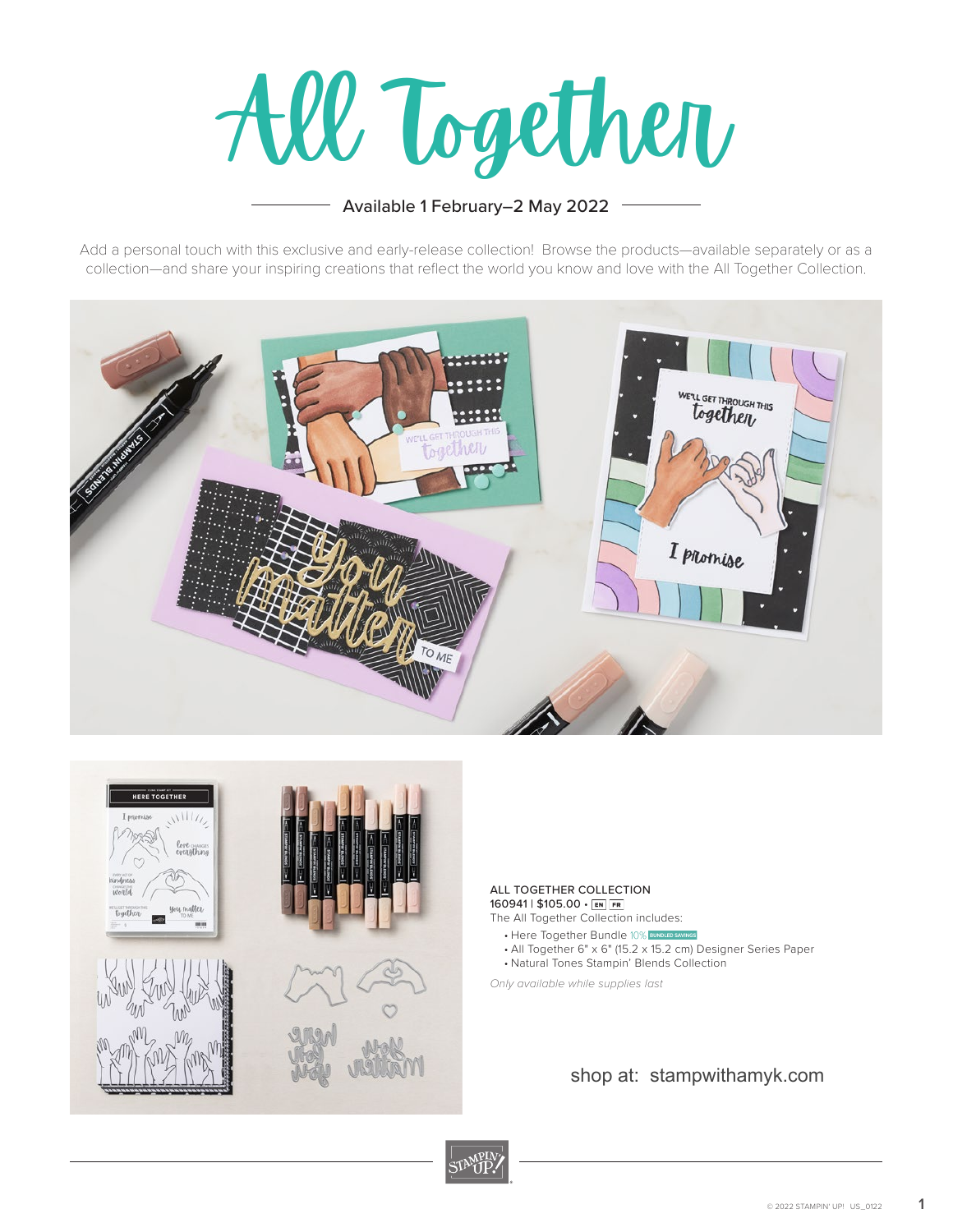# All Together

Available 1 February–2 May 2022

Add a personal touch with this exclusive and early-release collection! Browse the products—available separately or as a collection—and share your inspiring creations that reflect the world you know and love with the All Together Collection.

**ALL TOGETHER COLLECTION**
160941 | $105.00 • EN FR
The All Together Collection includes:

- Here Together Bundle 10% BUNDLED SAVINGS
- All Together 6" x 6" (15.2 x 15.2 cm) Designer Series Paper
- Natural Tones Stampin' Blends Collection

*Only available while supplies last*

shop at: stampwithamyk.com

© 2022 STAMPIN' UP! US_0122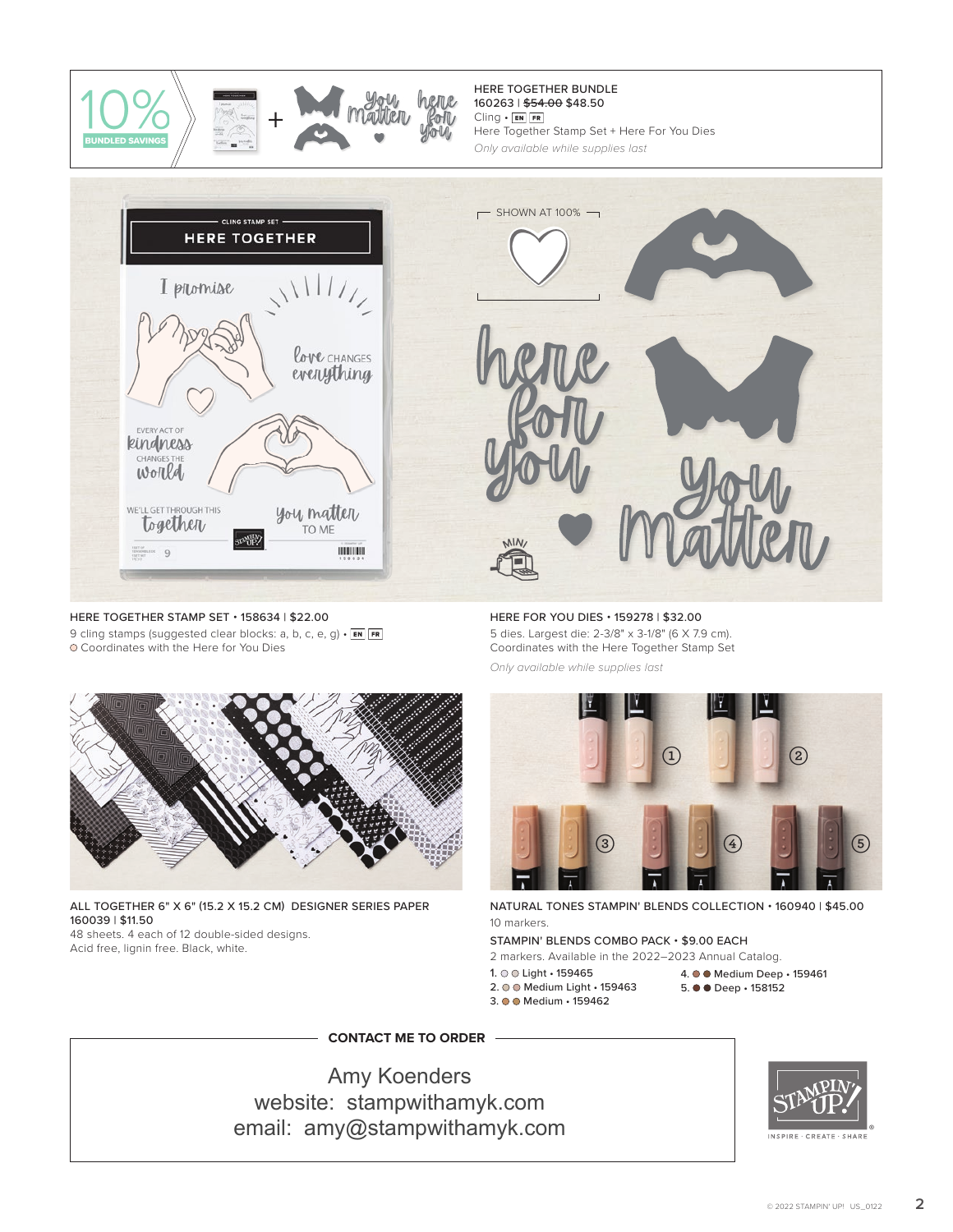10% BUNDLED SAVINGS

HERE TOGETHER BUNDLE
160263 | ~~$54.00~~ $48.50
Cling • EN FR
Here Together Stamp Set + Here For You Dies
*Only available while supplies last*

SHOWN AT 100%

HERE TOGETHER STAMP SET • 158634 | $22.00
9 cling stamps (suggested clear blocks: a, b, c, e, g) • EN FR
Coordinates with the Here for You Dies

HERE FOR YOU DIES • 159278 | $32.00
5 dies. Largest die: 2-3/8" x 3-1/8" (6 X 7.9 cm).
Coordinates with the Here Together Stamp Set
*Only available while supplies last*

ALL TOGETHER 6" X 6" (15.2 X 15.2 CM) DESIGNER SERIES PAPER
160039 | $11.50
48 sheets. 4 each of 12 double-sided designs.
Acid free, lignin free. Black, white.

NATURAL TONES STAMPIN' BLENDS COLLECTION • 160940 | $45.00
10 markers.

STAMPIN' BLENDS COMBO PACK • $9.00 EACH
2 markers. Available in the 2022–2023 Annual Catalog.

1. Light • 159465
2. Medium Light • 159463
3. Medium • 159462
4. Medium Deep • 159461
5. Deep • 158152

**CONTACT ME TO ORDER**

Amy Koenders
website: stampwithamyk.com
email: amy@stampwithamyk.com

STAMPIN' UP! INSPIRE · CREATE · SHARE

© 2022 STAMPIN' UP! US_0122